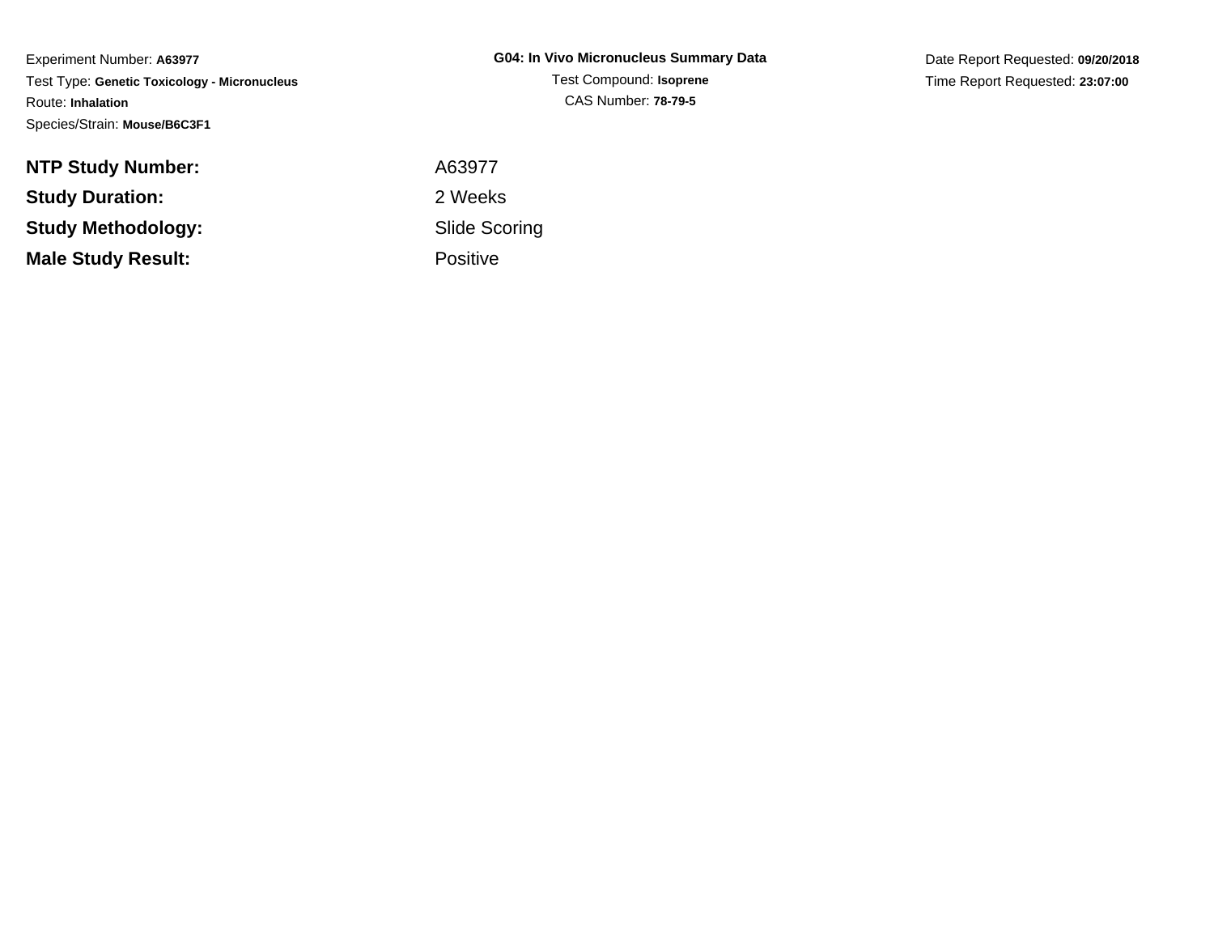Experiment Number: **A63977**
Test Type: **Genetic Toxicology - Micronucleus**
Route: **Inhalation**
Species/Strain: **Mouse/B6C3F1**

**G04: In Vivo Micronucleus Summary Data**
Test Compound: **Isoprene**
CAS Number: **78-79-5**

Date Report Requested: **09/20/2018**
Time Report Requested: **23:07:00**

| | |
|---|---|
| **NTP Study Number:** | A63977 |
| **Study Duration:** | 2 Weeks |
| **Study Methodology:** | Slide Scoring |
| **Male Study Result:** | Positive |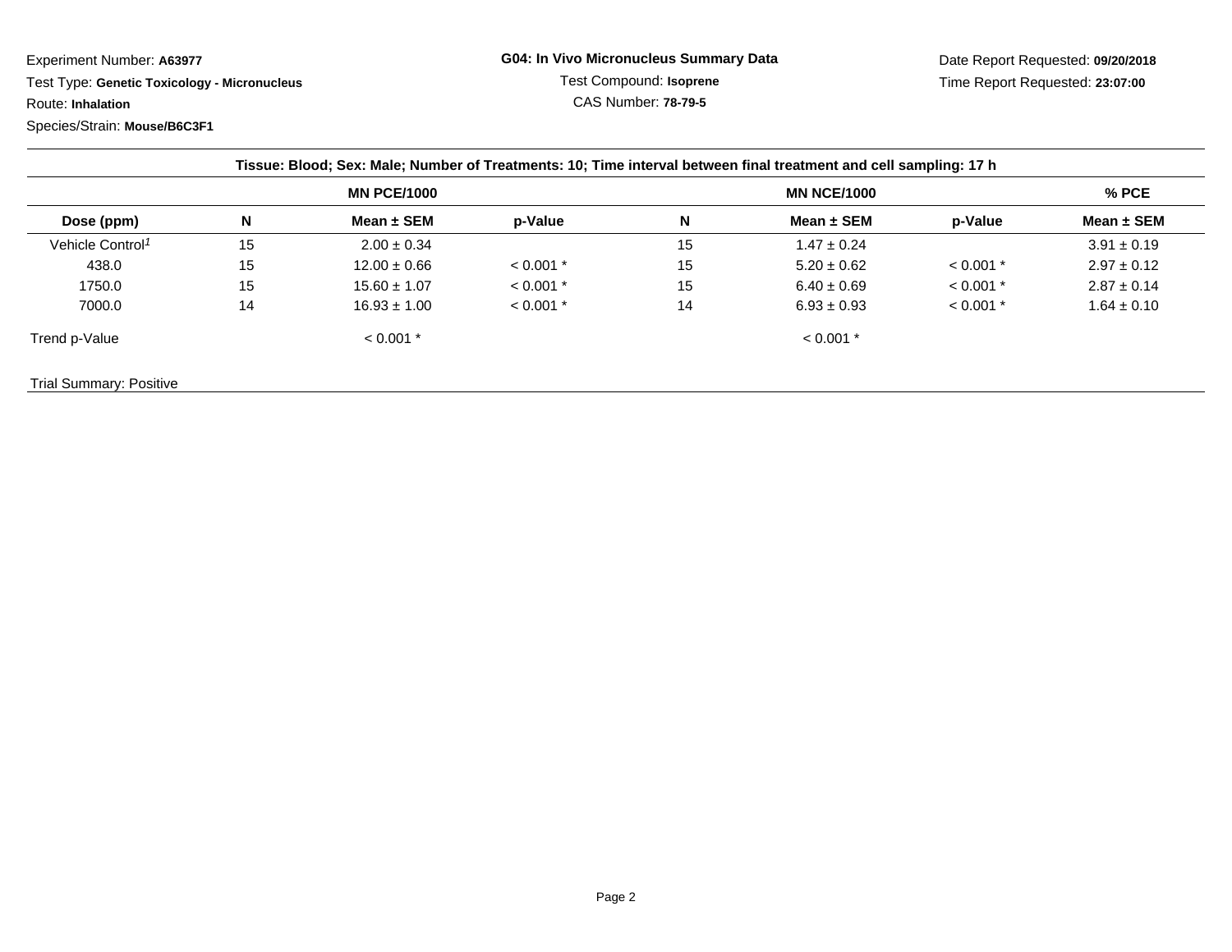Experiment Number: **A63977**

Test Type: **Genetic Toxicology - Micronucleus**

Route: **Inhalation**

Species/Strain: **Mouse/B6C3F1**

**G04: In Vivo Micronucleus Summary Data**

Test Compound: **Isoprene**

CAS Number: **78-79-5**

Date Report Requested: **09/20/2018**

Time Report Requested: **23:07:00**

**Tissue: Blood; Sex: Male; Number of Treatments: 10; Time interval between final treatment and cell sampling: 17 h**

| | MN PCE/1000 | | | MN NCE/1000 | | | % PCE |
|---|---|---|---|---|---|---|---|
| **Dose (ppm)** | **N** | **Mean ± SEM** | **p-Value** | **N** | **Mean ± SEM** | **p-Value** | **Mean ± SEM** |
| Vehicle Control[1] | 15 | 2.00 ± 0.34 | | 15 | 1.47 ± 0.24 | | 3.91 ± 0.19 |
| 438.0 | 15 | 12.00 ± 0.66 | < 0.001 * | 15 | 5.20 ± 0.62 | < 0.001 * | 2.97 ± 0.12 |
| 1750.0 | 15 | 15.60 ± 1.07 | < 0.001 * | 15 | 6.40 ± 0.69 | < 0.001 * | 2.87 ± 0.14 |
| 7000.0 | 14 | 16.93 ± 1.00 | < 0.001 * | 14 | 6.93 ± 0.93 | < 0.001 * | 1.64 ± 0.10 |
| Trend p-Value | | < 0.001 * | | | < 0.001 * | | |

Trial Summary: Positive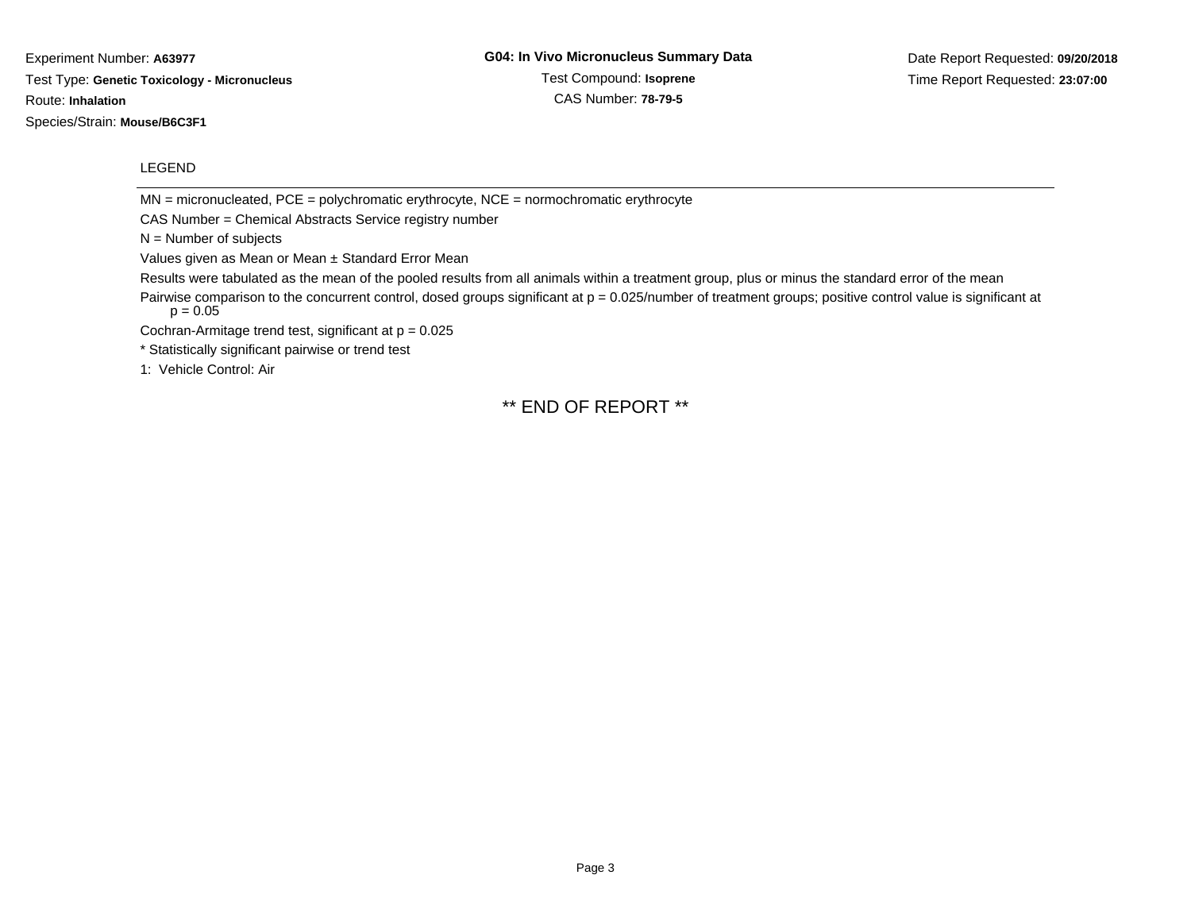Experiment Number: **A63977**
Test Type: **Genetic Toxicology - Micronucleus**
Route: **Inhalation**
Species/Strain: **Mouse/B6C3F1**

**G04: In Vivo Micronucleus Summary Data**
Test Compound: **Isoprene**
CAS Number: **78-79-5**

Date Report Requested: **09/20/2018**
Time Report Requested: **23:07:00**

LEGEND

MN = micronucleated, PCE = polychromatic erythrocyte, NCE = normochromatic erythrocyte

CAS Number = Chemical Abstracts Service registry number

N = Number of subjects

Values given as Mean or Mean ± Standard Error Mean

Results were tabulated as the mean of the pooled results from all animals within a treatment group, plus or minus the standard error of the mean

Pairwise comparison to the concurrent control, dosed groups significant at $p = 0.025$/number of treatment groups; positive control value is significant at $p = 0.05$

Cochran-Armitage trend test, significant at $p = 0.025$

* Statistically significant pairwise or trend test

1: Vehicle Control: Air

** END OF REPORT **